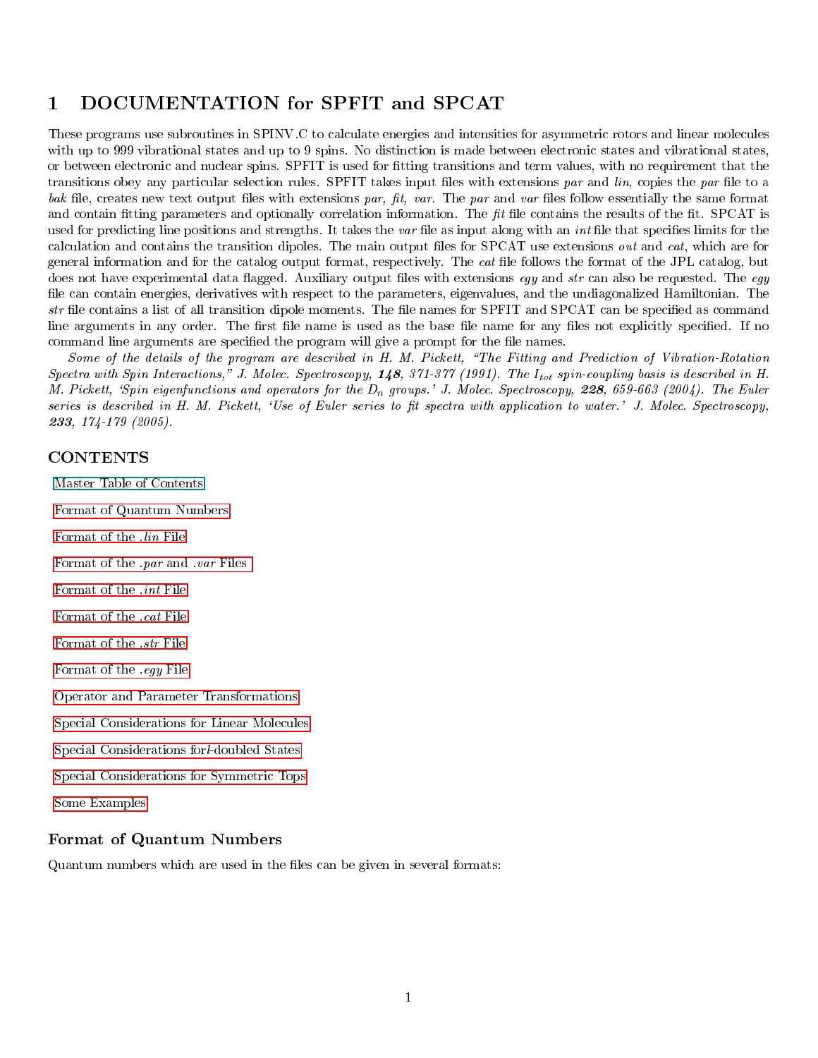# 1 DOCUMENTATION for SPFIT and SPCAT

These programs use subroutines in SPINV.C to calculate energies and intensities for asymmetric rotors and linear molecules with up to 999 vibrational states and up to 9 spins. No distinction is made between electronic states and vibrational states, or between electronic and nuclear spins. SPFIT is used for fitting transitions and term values, with no requirement that the transitions obey any particular selection rules. SPFIT takes input files with extensions *par* and *lin*, copies the *par* file to a *bak* file, creates new text output files with extensions *par, fit, var*. The *par* and *var* files follow essentially the same format and contain fitting parameters and optionally correlation information. The *fit* file contains the results of the fit. SPCAT is used for predicting line positions and strengths. It takes the *var* file as input along with an *int* file that specifies limits for the calculation and contains the transition dipoles. The main output files for SPCAT use extensions *out* and *cat*, which are for general information and for the catalog output format, respectively. The *cat* file follows the format of the JPL catalog, but does not have experimental data flagged. Auxiliary output files with extensions *egy* and *str* can also be requested. The *egy* file can contain energies, derivatives with respect to the parameters, eigenvalues, and the undiagonalized Hamiltonian. The *str* file contains a list of all transition dipole moments. The file names for SPFIT and SPCAT can be specified as command line arguments in any order. The first file name is used as the base file name for any files not explicitly specified. If no command line arguments are specified the program will give a prompt for the file names.

*Some of the details of the program are described in H. M. Pickett, "The Fitting and Prediction of Vibration-Rotation Spectra with Spin Interactions," J. Molec. Spectroscopy, **148**, 371-377 (1991). The $I_{tot}$ spin-coupling basis is described in H. M. Pickett, 'Spin eigenfunctions and operators for the $D_n$ groups.' J. Molec. Spectroscopy, **228**, 659-663 (2004). The Euler series is described in H. M. Pickett, 'Use of Euler series to fit spectra with application to water.' J. Molec. Spectroscopy, **233**, 174-179 (2005).*

## CONTENTS

Master Table of Contents

Format of Quantum Numbers

Format of the *.lin* File

Format of the *.par* and *.var* Files

Format of the *.int* File

Format of the *.cat* File

Format of the *.str* File

Format of the *.egy* File

Operator and Parameter Transformations

Special Considerations for Linear Molecules

Special Considerations for *l*-doubled States

Special Considerations for Symmetric Tops

Some Examples

### Format of Quantum Numbers

Quantum numbers which are used in the files can be given in several formats: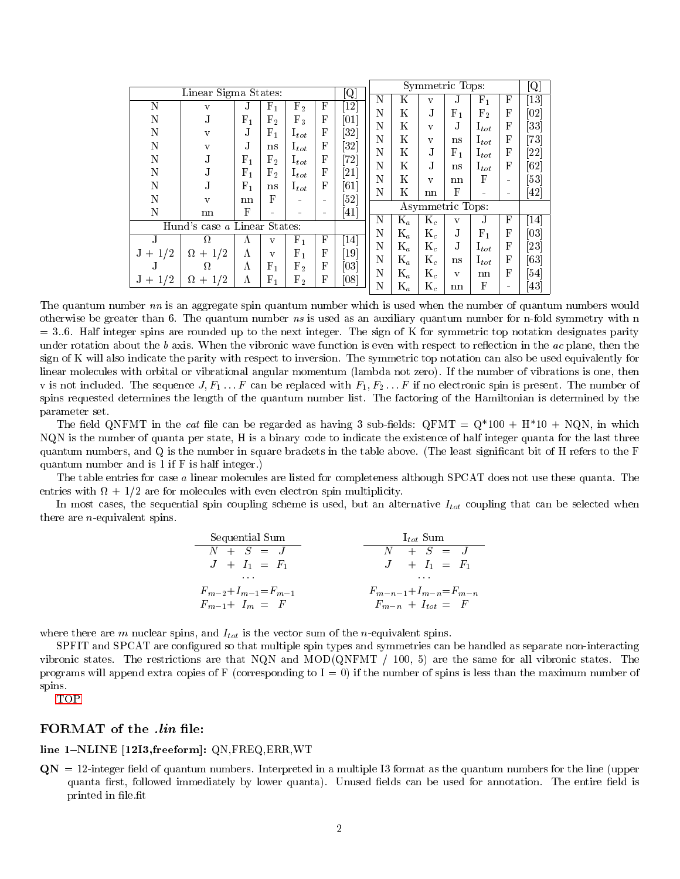| Linear Sigma States: | | | | | | [Q] |
|---|---|---|---|---|---|---|
| N | v | J | $F_1$ | $F_2$ | F | [12] |
| N | J | $F_1$ | $F_2$ | $F_3$ | F | [01] |
| N | v | J | $F_1$ | $I_{tot}$ | F | [32] |
| N | v | J | ns | $I_{tot}$ | F | [32] |
| N | J | $F_1$ | $F_2$ | $I_{tot}$ | F | [72] |
| N | J | $F_1$ | $F_2$ | $I_{tot}$ | F | [21] |
| N | J | $F_1$ | ns | $I_{tot}$ | F | [61] |
| N | v | nn | F | - | - | [52] |
| N | nn | F | - | - | - | [41] |
| Hund's case *a* Linear States: | | | | | | |
| J | Ω | Λ | v | $F_1$ | F | [14] |
| J + 1/2 | Ω + 1/2 | Λ | v | $F_1$ | F | [19] |
| J | Ω | Λ | $F_1$ | $F_2$ | F | [03] |
| J + 1/2 | Ω + 1/2 | Λ | $F_1$ | $F_2$ | F | [08] |

| Symmetric Tops: | | | | | | [Q] |
|---|---|---|---|---|---|---|
| N | K | v | J | $F_1$ | F | [13] |
| N | K | J | $F_1$ | $F_2$ | F | [02] |
| N | K | v | J | $I_{tot}$ | F | [33] |
| N | K | v | ns | $I_{tot}$ | F | [73] |
| N | K | J | $F_1$ | $I_{tot}$ | F | [22] |
| N | K | J | ns | $I_{tot}$ | F | [62] |
| N | K | v | nn | F | - | [53] |
| N | K | nn | F | - | - | [42] |
| Asymmetric Tops: | | | | | | |
| N | $K_a$ | $K_c$ | v | J | F | [14] |
| N | $K_a$ | $K_c$ | J | $F_1$ | F | [03] |
| N | $K_a$ | $K_c$ | J | $I_{tot}$ | F | [23] |
| N | $K_a$ | $K_c$ | ns | $I_{tot}$ | F | [63] |
| N | $K_a$ | $K_c$ | v | nn | F | [54] |
| N | $K_a$ | $K_c$ | nn | F | - | [43] |

The quantum number *nn* is an aggregate spin quantum number which is used when the number of quantum numbers would otherwise be greater than 6. The quantum number *ns* is used as an auxiliary quantum number for n-fold symmetry with n = 3..6. Half integer spins are rounded up to the next integer. The sign of K for symmetric top notation designates parity under rotation about the *b* axis. When the vibronic wave function is even with respect to reflection in the *ac* plane, then the sign of K will also indicate the parity with respect to inversion. The symmetric top notation can also be used equivalently for linear molecules with orbital or vibrational angular momentum (lambda not zero). If the number of vibrations is one, then v is not included. The sequence $J, F_1 \ldots F$ can be replaced with $F_1, F_2 \ldots F$ if no electronic spin is present. The number of spins requested determines the length of the quantum number list. The factoring of the Hamiltonian is determined by the parameter set.

The field QNFMT in the *cat* file can be regarded as having 3 sub-fields: QFMT = Q*100 + H*10 + NQN, in which NQN is the number of quanta per state, H is a binary code to indicate the existence of half integer quanta for the last three quantum numbers, and Q is the number in square brackets in the table above. (The least significant bit of H refers to the F quantum number and is 1 if F is half integer.)

The table entries for case *a* linear molecules are listed for completeness although SPCAT does not use these quanta. The entries with Ω + 1/2 are for molecules with even electron spin multiplicity.

In most cases, the sequential spin coupling scheme is used, but an alternative $I_{tot}$ coupling that can be selected when there are *n*-equivalent spins.

| Sequential Sum | $I_{tot}$ Sum |
|---|---|
| $N + S = J$ | $N + S = J$ |
| $J + I_1 = F_1$ | $J + I_1 = F_1$ |
| ... | ... |
| $F_{m-2} + I_{m-1} = F_{m-1}$ | $F_{m-n-1} + I_{m-n} = F_{m-n}$ |
| $F_{m-1} + I_m = F$ | $F_{m-n} + I_{tot} = F$ |

where there are *m* nuclear spins, and $I_{tot}$ is the vector sum of the *n*-equivalent spins.

SPFIT and SPCAT are configured so that multiple spin types and symmetries can be handled as separate non-interacting vibronic states. The restrictions are that NQN and MOD(QNFMT / 100, 5) are the same for all vibronic states. The programs will append extra copies of F (corresponding to I = 0) if the number of spins is less than the maximum number of spins.

TOP

## FORMAT of the *.lin* file:

**line 1–NLINE [12I3,freeform]:** QN,FREQ,ERR,WT

**QN** = 12-integer field of quantum numbers. Interpreted in a multiple I3 format as the quantum numbers for the line (upper quanta first, followed immediately by lower quanta). Unused fields can be used for annotation. The entire field is printed in file.fit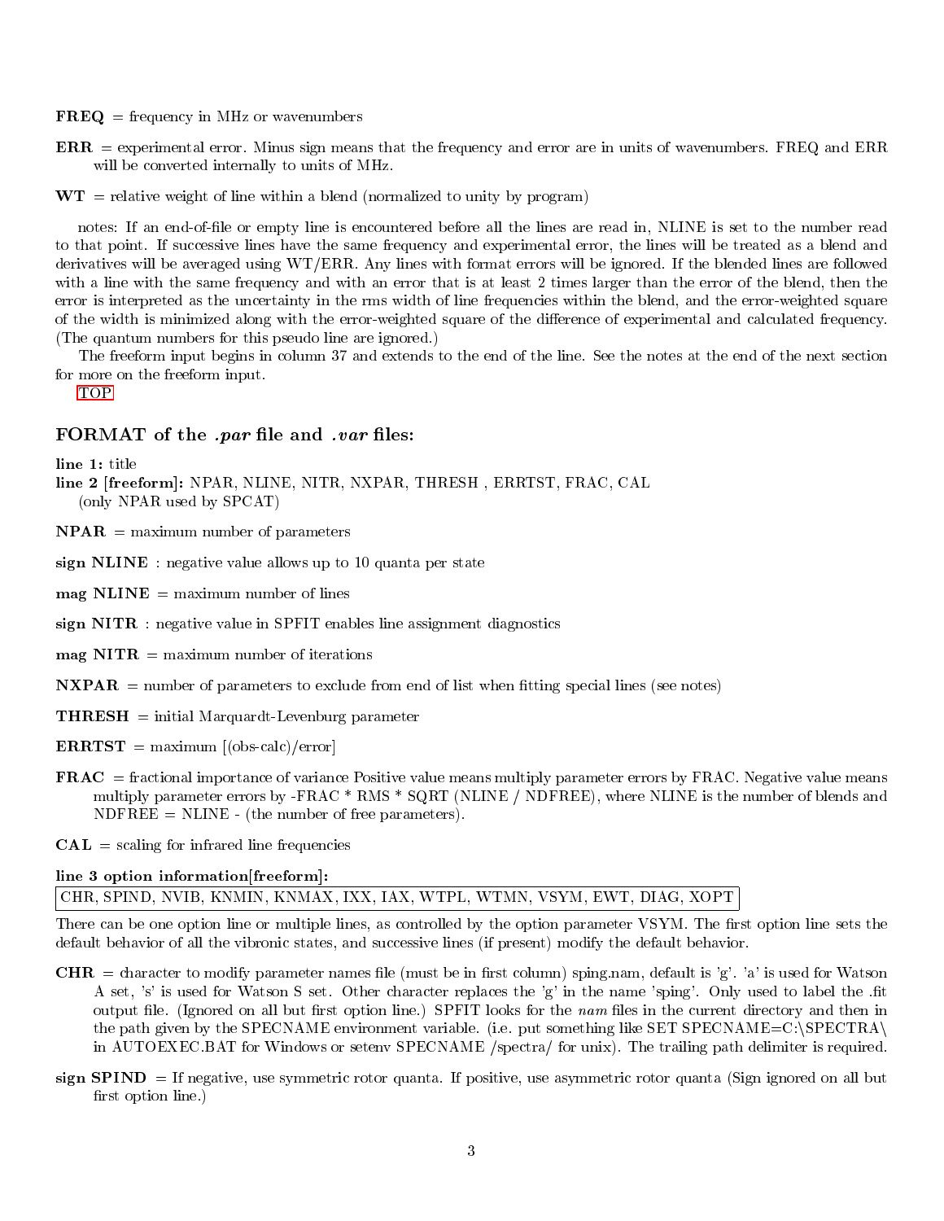**FREQ** = frequency in MHz or wavenumbers

**ERR** = experimental error. Minus sign means that the frequency and error are in units of wavenumbers. FREQ and ERR will be converted internally to units of MHz.

**WT** = relative weight of line within a blend (normalized to unity by program)

notes: If an end-of-file or empty line is encountered before all the lines are read in, NLINE is set to the number read to that point. If successive lines have the same frequency and experimental error, the lines will be treated as a blend and derivatives will be averaged using WT/ERR. Any lines with format errors will be ignored. If the blended lines are followed with a line with the same frequency and with an error that is at least 2 times larger than the error of the blend, then the error is interpreted as the uncertainty in the rms width of line frequencies within the blend, and the error-weighted square of the width is minimized along with the error-weighted square of the difference of experimental and calculated frequency. (The quantum numbers for this pseudo line are ignored.)

The freeform input begins in column 37 and extends to the end of the line. See the notes at the end of the next section for more on the freeform input.

TOP

## FORMAT of the *.par* file and *.var* files:

**line 1:** title

**line 2 [freeform]:** NPAR, NLINE, NITR, NXPAR, THRESH , ERRTST, FRAC, CAL
(only NPAR used by SPCAT)

**NPAR** = maximum number of parameters

**sign NLINE** : negative value allows up to 10 quanta per state

**mag NLINE** = maximum number of lines

**sign NITR** : negative value in SPFIT enables line assignment diagnostics

**mag NITR** = maximum number of iterations

**NXPAR** = number of parameters to exclude from end of list when fitting special lines (see notes)

**THRESH** = initial Marquardt-Levenburg parameter

**ERRTST** = maximum [(obs-calc)/error]

**FRAC** = fractional importance of variance Positive value means multiply parameter errors by FRAC. Negative value means multiply parameter errors by -FRAC * RMS * SQRT (NLINE / NDFREE), where NLINE is the number of blends and NDFREE = NLINE - (the number of free parameters).

**CAL** = scaling for infrared line frequencies

**line 3 option information[freeform]:**

```
CHR, SPIND, NVIB, KNMIN, KNMAX, IXX, IAX, WTPL, WTMN, VSYM, EWT, DIAG, XOPT
```

There can be one option line or multiple lines, as controlled by the option parameter VSYM. The first option line sets the default behavior of all the vibronic states, and successive lines (if present) modify the default behavior.

**CHR** = character to modify parameter names file (must be in first column) sping.nam, default is 'g'. 'a' is used for Watson A set, 's' is used for Watson S set. Other character replaces the 'g' in the name 'sping'. Only used to label the .fit output file. (Ignored on all but first option line.) SPFIT looks for the *nam* files in the current directory and then in the path given by the SPECNAME environment variable. (i.e. put something like SET SPECNAME=C:\SPECTRA\ in AUTOEXEC.BAT for Windows or setenv SPECNAME /spectra/ for unix). The trailing path delimiter is required.

**sign SPIND** = If negative, use symmetric rotor quanta. If positive, use asymmetric rotor quanta (Sign ignored on all but first option line.)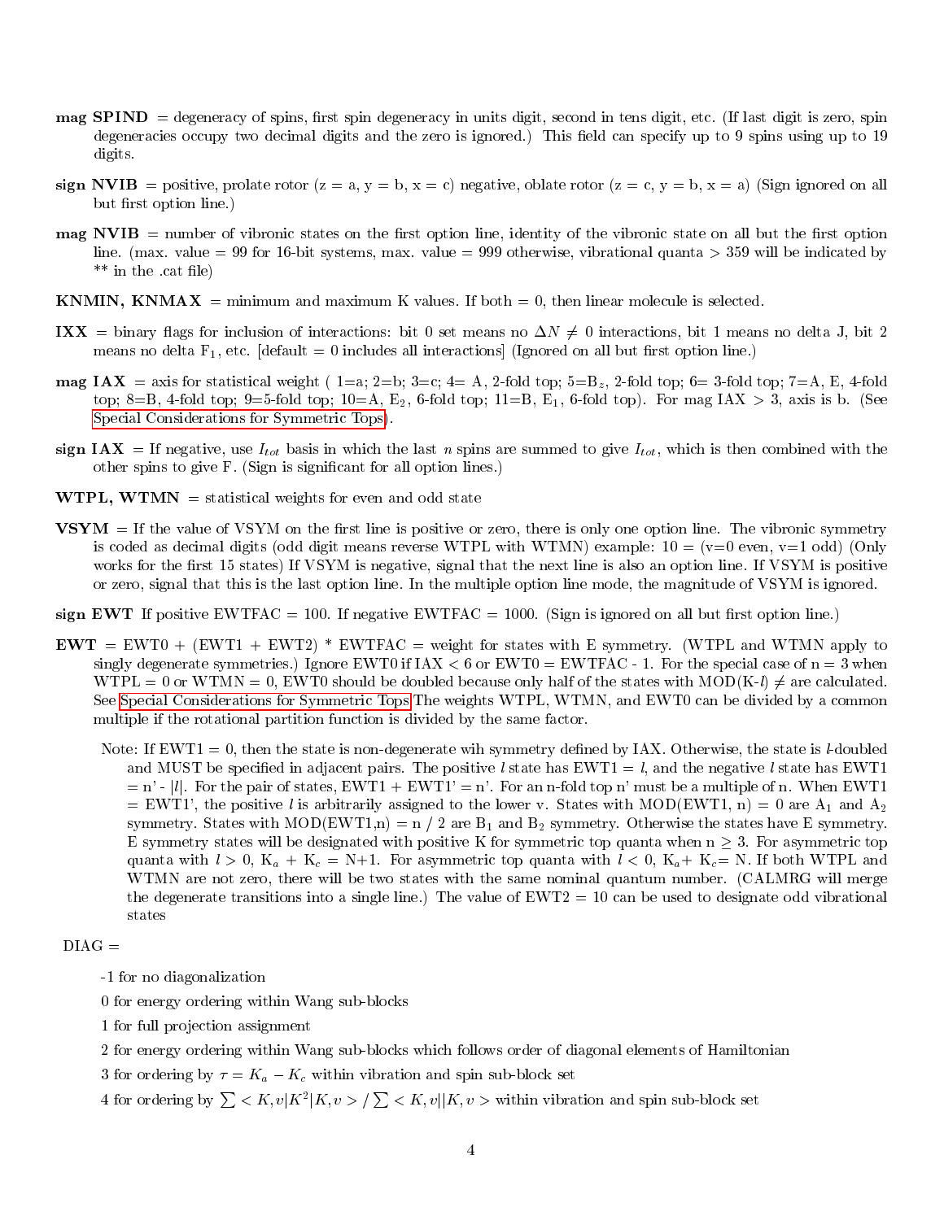**mag SPIND** = degeneracy of spins, first spin degeneracy in units digit, second in tens digit, etc. (If last digit is zero, spin degeneracies occupy two decimal digits and the zero is ignored.) This field can specify up to 9 spins using up to 19 digits.

**sign NVIB** = positive, prolate rotor (z = a, y = b, x = c) negative, oblate rotor (z = c, y = b, x = a) (Sign ignored on all but first option line.)

**mag NVIB** = number of vibronic states on the first option line, identity of the vibronic state on all but the first option line. (max. value = 99 for 16-bit systems, max. value = 999 otherwise, vibrational quanta > 359 will be indicated by ** in the .cat file)

**KNMIN, KNMAX** = minimum and maximum K values. If both = 0, then linear molecule is selected.

**IXX** = binary flags for inclusion of interactions: bit 0 set means no $\Delta N \neq 0$ interactions, bit 1 means no delta J, bit 2 means no delta $F_1$, etc. [default = 0 includes all interactions] (Ignored on all but first option line.)

**mag IAX** = axis for statistical weight ( 1=a; 2=b; 3=c; 4= A, 2-fold top; 5=$B_z$, 2-fold top; 6= 3-fold top; 7=A, E, 4-fold top; 8=B, 4-fold top; 9=5-fold top; 10=A, $E_2$, 6-fold top; 11=B, $E_1$, 6-fold top). For mag IAX > 3, axis is b. (See Special Considerations for Symmetric Tops).

**sign IAX** = If negative, use $I_{tot}$ basis in which the last $n$ spins are summed to give $I_{tot}$, which is then combined with the other spins to give F. (Sign is significant for all option lines.)

**WTPL, WTMN** = statistical weights for even and odd state

**VSYM** = If the value of VSYM on the first line is positive or zero, there is only one option line. The vibronic symmetry is coded as decimal digits (odd digit means reverse WTPL with WTMN) example: 10 = (v=0 even, v=1 odd) (Only works for the first 15 states) If VSYM is negative, signal that the next line is also an option line. If VSYM is positive or zero, signal that this is the last option line. In the multiple option line mode, the magnitude of VSYM is ignored.

**sign EWT** If positive EWTFAC = 100. If negative EWTFAC = 1000. (Sign is ignored on all but first option line.)

**EWT** = EWT0 + (EWT1 + EWT2) * EWTFAC = weight for states with E symmetry. (WTPL and WTMN apply to singly degenerate symmetries.) Ignore EWT0 if IAX < 6 or EWT0 = EWTFAC - 1. For the special case of n = 3 when WTPL = 0 or WTMN = 0, EWT0 should be doubled because only half of the states with MOD(K-$l$) $\neq$ are calculated. See Special Considerations for Symmetric Tops The weights WTPL, WTMN, and EWT0 can be divided by a common multiple if the rotational partition function is divided by the same factor.

Note: If EWT1 = 0, then the state is non-degenerate wih symmetry defined by IAX. Otherwise, the state is $l$-doubled and MUST be specified in adjacent pairs. The positive $l$ state has EWT1 = $l$, and the negative $l$ state has EWT1 = n' - $|l|$. For the pair of states, EWT1 + EWT1' = n'. For an n-fold top n' must be a multiple of n. When EWT1 = EWT1', the positive $l$ is arbitrarily assigned to the lower v. States with MOD(EWT1, n) = 0 are $A_1$ and $A_2$ symmetry. States with MOD(EWT1,n) = n / 2 are $B_1$ and $B_2$ symmetry. Otherwise the states have E symmetry. E symmetry states will be designated with positive K for symmetric top quanta when n $\geq$ 3. For asymmetric top quanta with $l > 0$, $K_a + K_c$ = N+1. For asymmetric top quanta with $l < 0$, $K_a + K_c$= N. If both WTPL and WTMN are not zero, there will be two states with the same nominal quantum number. (CALMRG will merge the degenerate transitions into a single line.) The value of EWT2 = 10 can be used to designate odd vibrational states

DIAG =

-1 for no diagonalization

0 for energy ordering within Wang sub-blocks

1 for full projection assignment

2 for energy ordering within Wang sub-blocks which follows order of diagonal elements of Hamiltonian

3 for ordering by $\tau = K_a - K_c$ within vibration and spin sub-block set

4 for ordering by $\sum < K,v|K^2|K,v > / \sum < K,v||K,v >$ within vibration and spin sub-block set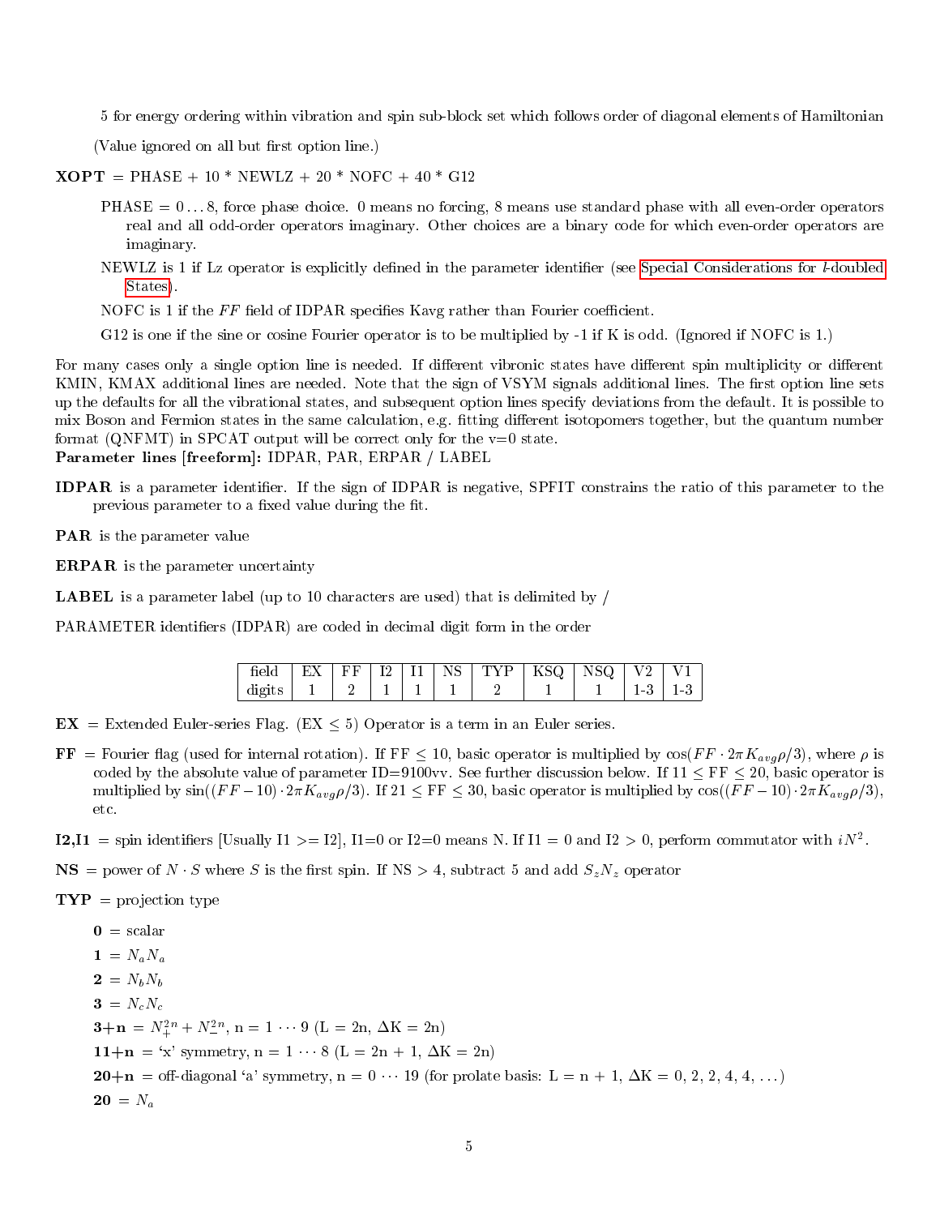5 for energy ordering within vibration and spin sub-block set which follows order of diagonal elements of Hamiltonian

(Value ignored on all but first option line.)

**XOPT** = PHASE + 10 * NEWLZ + 20 * NOFC + 40 * G12

PHASE = 0 . . . 8, force phase choice. 0 means no forcing, 8 means use standard phase with all even-order operators real and all odd-order operators imaginary. Other choices are a binary code for which even-order operators are imaginary.

NEWLZ is 1 if Lz operator is explicitly defined in the parameter identifier (see Special Considerations for $l$-doubled States).

NOFC is 1 if the *FF* field of IDPAR specifies Kavg rather than Fourier coefficient.

G12 is one if the sine or cosine Fourier operator is to be multiplied by -1 if K is odd. (Ignored if NOFC is 1.)

For many cases only a single option line is needed. If different vibronic states have different spin multiplicity or different KMIN, KMAX additional lines are needed. Note that the sign of VSYM signals additional lines. The first option line sets up the defaults for all the vibrational states, and subsequent option lines specify deviations from the default. It is possible to mix Boson and Fermion states in the same calculation, e.g. fitting different isotopomers together, but the quantum number format (QNFMT) in SPCAT output will be correct only for the v=0 state.

**Parameter lines [freeform]:** IDPAR, PAR, ERPAR / LABEL

**IDPAR** is a parameter identifier. If the sign of IDPAR is negative, SPFIT constrains the ratio of this parameter to the previous parameter to a fixed value during the fit.

**PAR** is the parameter value

**ERPAR** is the parameter uncertainty

**LABEL** is a parameter label (up to 10 characters are used) that is delimited by /

PARAMETER identifiers (IDPAR) are coded in decimal digit form in the order

| field | EX | FF | I2 | I1 | NS | TYP | KSQ | NSQ | V2 | V1 |
|---|---|---|---|---|---|---|---|---|---|---|
| digits | 1 | 2 | 1 | 1 | 1 | 2 | 1 | 1 | 1-3 | 1-3 |

**EX** = Extended Euler-series Flag. (EX $\leq$ 5) Operator is a term in an Euler series.

**FF** = Fourier flag (used for internal rotation). If FF $\leq$ 10, basic operator is multiplied by $\cos(FF \cdot 2\pi K_{avg}\rho/3)$, where $\rho$ is coded by the absolute value of parameter ID=9100vv. See further discussion below. If 11 $\leq$ FF $\leq$ 20, basic operator is multiplied by $\sin((FF-10) \cdot 2\pi K_{avg}\rho/3)$. If 21 $\leq$ FF $\leq$ 30, basic operator is multiplied by $\cos((FF-10) \cdot 2\pi K_{avg}\rho/3)$, etc.

**I2,I1** = spin identifiers [Usually I1 >= I2], I1=0 or I2=0 means N. If I1 = 0 and I2 > 0, perform commutator with $iN^2$.

**NS** = power of $N \cdot S$ where $S$ is the first spin. If NS > 4, subtract 5 and add $S_z N_z$ operator

**TYP** = projection type

**0** = scalar

**1** = $N_a N_a$

**2** = $N_b N_b$

**3** = $N_c N_c$

**3+n** = $N_+^{2n} + N_-^{2n}$, n = 1 $\cdots$ 9 (L = 2n, ΔK = 2n)

**11+n** = 'x' symmetry, n = 1 $\cdots$ 8 (L = 2n + 1, ΔK = 2n)

**20+n** = off-diagonal 'a' symmetry, n = 0 $\cdots$ 19 (for prolate basis: L = n + 1, ΔK = 0, 2, 2, 4, 4, . . .)

**20** = $N_a$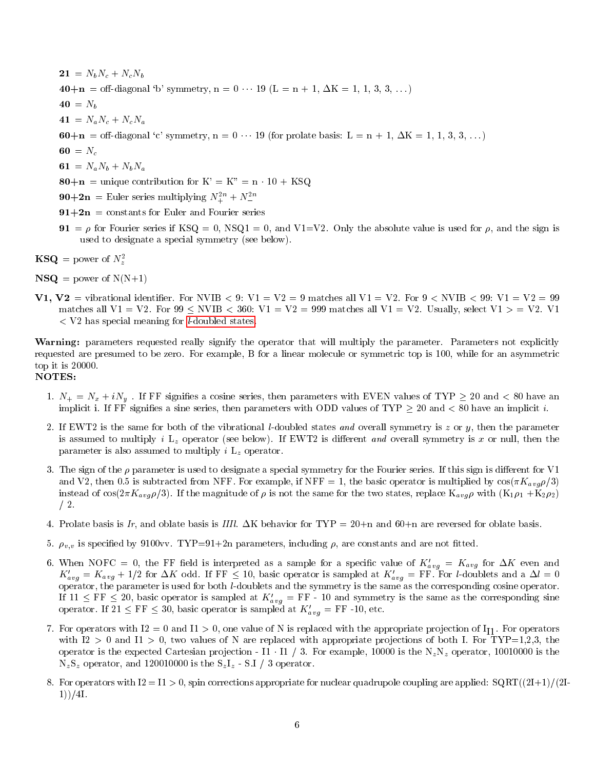**21** = $N_b N_c + N_c N_b$

**40+n** = off-diagonal 'b' symmetry, n = 0 ⋯ 19 (L = n + 1, ΔK = 1, 1, 3, 3, ...)

**40** = $N_b$

**41** = $N_a N_c + N_c N_a$

**60+n** = off-diagonal 'c' symmetry, n = 0 ⋯ 19 (for prolate basis: L = n + 1, ΔK = 1, 1, 3, 3, ...)

**60** = $N_c$

**61** = $N_a N_b + N_b N_a$

**80+n** = unique contribution for K' = K" = n · 10 + KSQ

**90+2n** = Euler series multiplying $N_+^{2n} + N_-^{2n}$

**91+2n** = constants for Euler and Fourier series

**91** = $\rho$ for Fourier series if KSQ = 0, NSQ1 = 0, and V1=V2. Only the absolute value is used for $\rho$, and the sign is used to designate a special symmetry (see below).

**KSQ** = power of $N_z^2$

**NSQ** = power of N(N+1)

**V1, V2** = vibrational identifier. For NVIB < 9: V1 = V2 = 9 matches all V1 = V2. For 9 < NVIB < 99: V1 = V2 = 99 matches all V1 = V2. For 99 ≤ NVIB < 360: V1 = V2 = 999 matches all V1 = V2. Usually, select V1 > = V2. V1 < V2 has special meaning for *l*-doubled states.

**Warning:** parameters requested really signify the operator that will multiply the parameter. Parameters not explicitly requested are presumed to be zero. For example, B for a linear molecule or symmetric top is 100, while for an asymmetric top it is 20000.

**NOTES:**

1. $N_+ = N_x + iN_y$ . If FF signifies a cosine series, then parameters with EVEN values of TYP ≥ 20 and < 80 have an implicit i. If FF signifies a sine series, then parameters with ODD values of TYP ≥ 20 and < 80 have an implicit *i*.
2. If EWT2 is the same for both of the vibrational *l*-doubled states *and* overall symmetry is *z* or *y*, then the parameter is assumed to multiply *i* $L_z$ operator (see below). If EWT2 is different *and* overall symmetry is *x* or null, then the parameter is also assumed to multiply *i* $L_z$ operator.
3. The sign of the $\rho$ parameter is used to designate a special symmetry for the Fourier series. If this sign is different for V1 and V2, then 0.5 is subtracted from NFF. For example, if NFF = 1, the basic operator is multiplied by $\cos(\pi K_{avg}\rho/3)$ instead of $\cos(2\pi K_{avg}\rho/3)$. If the magnitude of $\rho$ is not the same for the two states, replace $K_{avg}\rho$ with $(K_1\rho_1 + K_2\rho_2)$ / 2.
4. Prolate basis is *Ir*, and oblate basis is *IIIl*. ΔK behavior for TYP = 20+n and 60+n are reversed for oblate basis.
5. $\rho_{v,v}$ is specified by 9100vv. TYP=91+2n parameters, including $\rho$, are constants and are not fitted.
6. When NOFC = 0, the FF field is interpreted as a sample for a specific value of $K'_{avg} = K_{avg}$ for $\Delta K$ even and $K'_{avg} = K_{avg} + 1/2$ for $\Delta K$ odd. If FF ≤ 10, basic operator is sampled at $K'_{avg}$ = FF. For *l*-doublets and a $\Delta l = 0$ operator, the parameter is used for both *l*-doublets and the symmetry is the same as the corresponding cosine operator. If 11 ≤ FF ≤ 20, basic operator is sampled at $K'_{avg}$ = FF - 10 and symmetry is the same as the corresponding sine operator. If 21 ≤ FF ≤ 30, basic operator is sampled at $K'_{avg}$ = FF -10, etc.
7. For operators with I2 = 0 and I1 > 0, one value of N is replaced with the appropriate projection of $I_{I1}$. For operators with I2 > 0 and I1 > 0, two values of N are replaced with appropriate projections of both I. For TYP=1,2,3, the operator is the expected Cartesian projection - I1 · I1 / 3. For example, 10000 is the $N_z N_z$ operator, 10010000 is the $N_z S_z$ operator, and 120010000 is the $S_z I_z$ - S.I / 3 operator.
8. For operators with I2 = I1 > 0, spin corrections appropriate for nuclear quadrupole coupling are applied: SQRT((2I+1)/(2I-1))/4I.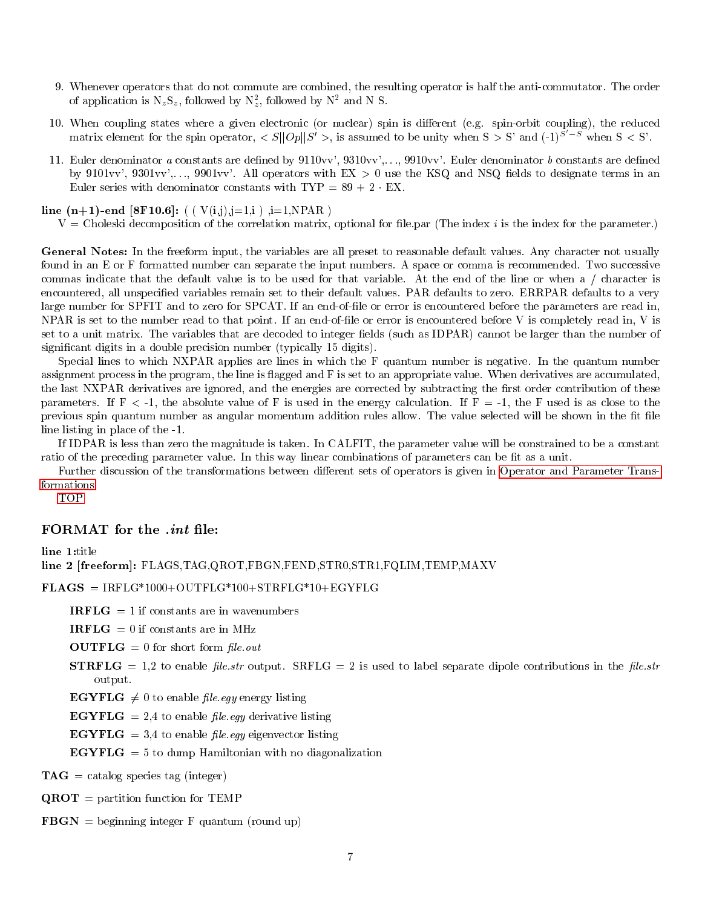9. Whenever operators that do not commute are combined, the resulting operator is half the anti-commutator. The order of application is $N_z S_z$, followed by $N_z^2$, followed by $N^2$ and N S.

10. When coupling states where a given electronic (or nuclear) spin is different (e.g. spin-orbit coupling), the reduced matrix element for the spin operator, $< S||Op||S' >$, is assumed to be unity when S > S' and $(-1)^{S'-S}$ when S < S'.

11. Euler denominator *a* constants are defined by 9110vv', 9310vv',..., 9910vv'. Euler denominator *b* constants are defined by 9101vv', 9301vv',..., 9901vv'. All operators with EX > 0 use the KSQ and NSQ fields to designate terms in an Euler series with denominator constants with TYP = 89 + 2 · EX.

**line (n+1)-end [8F10.6]:** ( ( V(i,j),j=1,i ) ,i=1,NPAR )
V = Choleski decomposition of the correlation matrix, optional for file.par (The index *i* is the index for the parameter.)

**General Notes:** In the freeform input, the variables are all preset to reasonable default values. Any character not usually found in an E or F formatted number can separate the input numbers. A space or comma is recommended. Two successive commas indicate that the default value is to be used for that variable. At the end of the line or when a / character is encountered, all unspecified variables remain set to their default values. PAR defaults to zero. ERRPAR defaults to a very large number for SPFIT and to zero for SPCAT. If an end-of-file or error is encountered before the parameters are read in, NPAR is set to the number read to that point. If an end-of-file or error is encountered before V is completely read in, V is set to a unit matrix. The variables that are decoded to integer fields (such as IDPAR) cannot be larger than the number of significant digits in a double precision number (typically 15 digits).

Special lines to which NXPAR applies are lines in which the F quantum number is negative. In the quantum number assignment process in the program, the line is flagged and F is set to an appropriate value. When derivatives are accumulated, the last NXPAR derivatives are ignored, and the energies are corrected by subtracting the first order contribution of these parameters. If F < -1, the absolute value of F is used in the energy calculation. If F = -1, the F used is as close to the previous spin quantum number as angular momentum addition rules allow. The value selected will be shown in the fit file line listing in place of the -1.

If IDPAR is less than zero the magnitude is taken. In CALFIT, the parameter value will be constrained to be a constant ratio of the preceding parameter value. In this way linear combinations of parameters can be fit as a unit.

Further discussion of the transformations between different sets of operators is given in Operator and Parameter Transformations

TOP

## FORMAT for the *.int* file:

**line 1:**title
**line 2 [freeform]:** FLAGS,TAG,QROT,FBGN,FEND,STR0,STR1,FQLIM,TEMP,MAXV

**FLAGS** = IRFLG*1000+OUTFLG*100+STRFLG*10+EGYFLG

- **IRFLG** = 1 if constants are in wavenumbers
- **IRFLG** = 0 if constants are in MHz
- **OUTFLG** = 0 for short form *file.out*
- **STRFLG** = 1,2 to enable *file.str* output. SRFLG = 2 is used to label separate dipole contributions in the *file.str* output.
- **EGYFLG** ≠ 0 to enable *file.egy* energy listing
- **EGYFLG** = 2,4 to enable *file.egy* derivative listing
- **EGYFLG** = 3,4 to enable *file.egy* eigenvector listing
- **EGYFLG** = 5 to dump Hamiltonian with no diagonalization

**TAG** = catalog species tag (integer)

**QROT** = partition function for TEMP

**FBGN** = beginning integer F quantum (round up)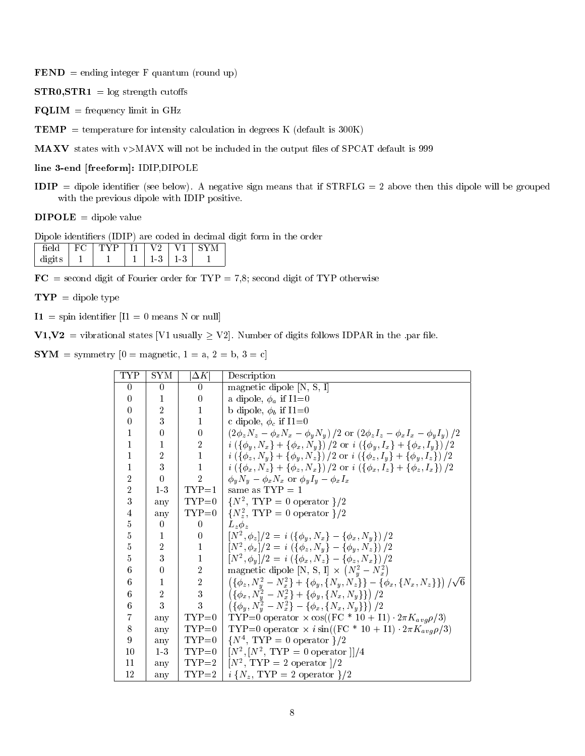**FEND** = ending integer F quantum (round up)

**STR0,STR1** = log strength cutoffs

**FQLIM** = frequency limit in GHz

**TEMP** = temperature for intensity calculation in degrees K (default is 300K)

**MAXV** states with v>MAVX will not be included in the output files of SPCAT default is 999

**line 3-end [freeform]:** IDIP,DIPOLE

**IDIP** = dipole identifier (see below). A negative sign means that if STRFLG = 2 above then this dipole will be grouped with the previous dipole with IDIP positive.

**DIPOLE** = dipole value

Dipole identifiers (IDIP) are coded in decimal digit form in the order

| field | FC | TYP | I1 | V2 | V1 | SYM |
|---|---|---|---|---|---|---|
| digits | 1 | 1 | 1 | 1-3 | 1-3 | 1 |

**FC** = second digit of Fourier order for TYP = 7,8; second digit of TYP otherwise

**TYP** = dipole type

**I1** = spin identifier [I1 = 0 means N or null]

**V1,V2** = vibrational states [V1 usually ≥ V2]. Number of digits follows IDPAR in the .par file.

**SYM** = symmetry [0 = magnetic, 1 = a, 2 = b, 3 = c]

| TYP | SYM | $\lvert\Delta K\rvert$ | Description |
|---|---|---|---|
| 0 | 0 | 0 | magnetic dipole [N, S, I] |
| 0 | 1 | 0 | a dipole, $\phi_a$ if I1=0 |
| 0 | 2 | 1 | b dipole, $\phi_b$ if I1=0 |
| 0 | 3 | 1 | c dipole, $\phi_c$ if I1=0 |
| 1 | 0 | 0 | $(2\phi_z N_z - \phi_x N_x - \phi_y N_y)/2$ or $(2\phi_z I_z - \phi_x I_x - \phi_y I_y)/2$ |
| 1 | 1 | 2 | $i(\{\phi_y, N_x\} + \{\phi_x, N_y\})/2$ or $i(\{\phi_y, I_x\} + \{\phi_x, I_y\})/2$ |
| 1 | 2 | 1 | $i(\{\phi_z, N_y\} + \{\phi_y, N_z\})/2$ or $i(\{\phi_z, I_y\} + \{\phi_y, I_z\})/2$ |
| 1 | 3 | 1 | $i(\{\phi_x, N_z\} + \{\phi_z, N_x\})/2$ or $i(\{\phi_x, I_z\} + \{\phi_z, I_x\})/2$ |
| 2 | 0 | 2 | $\phi_y N_y - \phi_x N_x$ or $\phi_y I_y - \phi_x I_x$ |
| 2 | 1-3 | TYP=1 | same as TYP = 1 |
| 3 | any | TYP=0 | $\{N^2$, TYP = 0 operator $\}/2$ |
| 4 | any | TYP=0 | $\{N_z^2$, TYP = 0 operator $\}/2$ |
| 5 | 0 | 0 | $L_z \phi_z$ |
| 5 | 1 | 0 | $[N^2, \phi_z]/2 = i(\{\phi_y, N_x\} - \{\phi_x, N_y\})/2$ |
| 5 | 2 | 1 | $[N^2, \phi_x]/2 = i(\{\phi_z, N_y\} - \{\phi_y, N_z\})/2$ |
| 5 | 3 | 1 | $[N^2, \phi_y]/2 = i(\{\phi_x, N_z\} - \{\phi_z, N_x\})/2$ |
| 6 | 0 | 2 | magnetic dipole [N, S, I] $\times (N_y^2 - N_x^2)$ |
| 6 | 1 | 2 | $(\{\phi_z, N_y^2 - N_x^2\} + \{\phi_y, \{N_y, N_z\}\} - \{\phi_x, \{N_x, N_z\}\})/\sqrt{6}$ |
| 6 | 2 | 3 | $(\{\phi_x, N_y^2 - N_x^2\} + \{\phi_y, \{N_x, N_y\}\})/2$ |
| 6 | 3 | 3 | $(\{\phi_y, N_y^2 - N_x^2\} - \{\phi_x, \{N_x, N_y\}\})/2$ |
| 7 | any | TYP=0 | TYP=0 operator $\times \cos((\mathrm{FC} * 10 + \mathrm{I1}) \cdot 2\pi K_{avg}\rho/3)$ |
| 8 | any | TYP=0 | TYP=0 operator $\times i \sin((\mathrm{FC} * 10 + \mathrm{I1}) \cdot 2\pi K_{avg}\rho/3)$ |
| 9 | any | TYP=0 | $\{N^4$, TYP = 0 operator $\}/2$ |
| 10 | 1-3 | TYP=0 | $[N^2, [N^2$, TYP = 0 operator $]]/4$ |
| 11 | any | TYP=2 | $[N^2$, TYP = 2 operator $]/2$ |
| 12 | any | TYP=2 | $i\{N_z$, TYP = 2 operator $\}/2$ |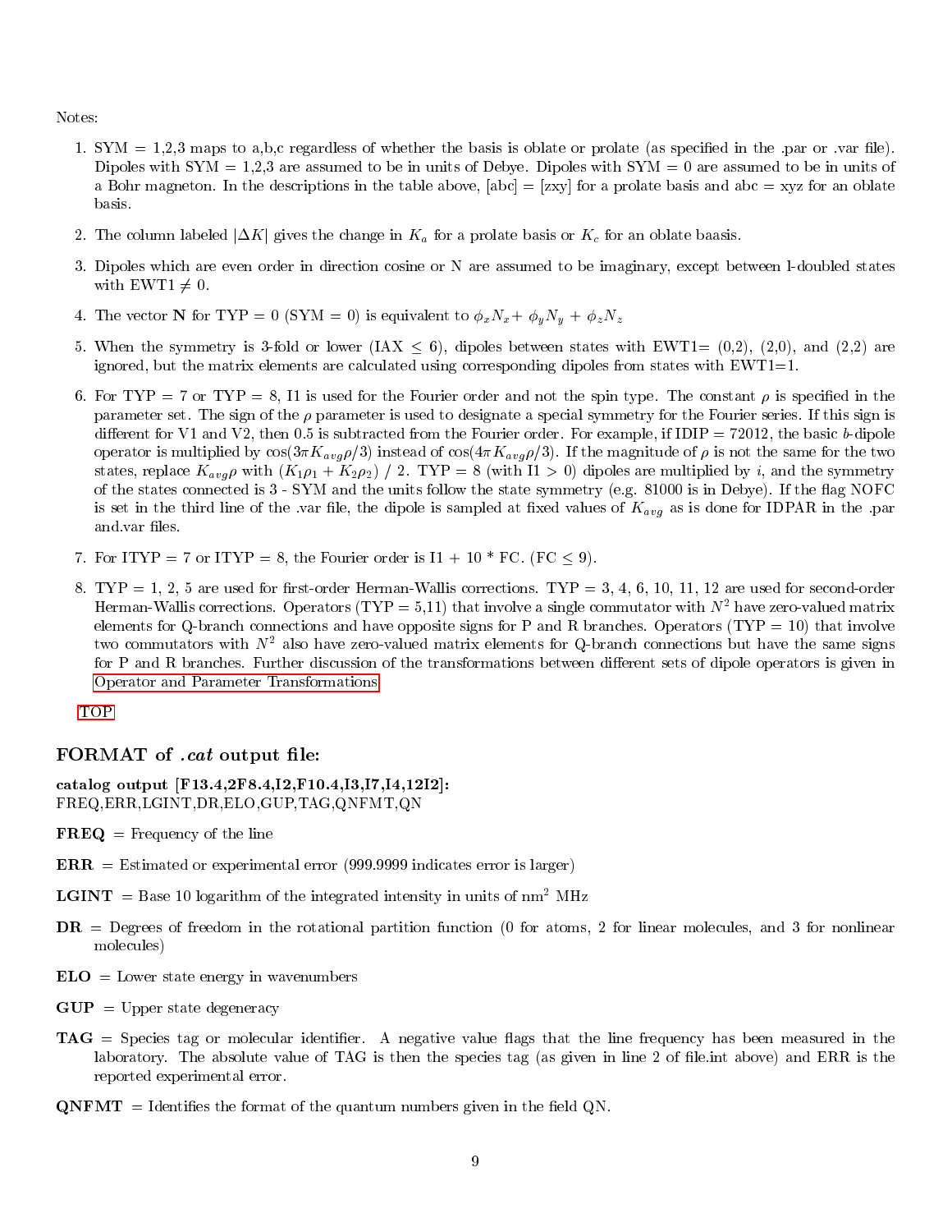Notes:

1. SYM = 1,2,3 maps to a,b,c regardless of whether the basis is oblate or prolate (as specified in the .par or .var file). Dipoles with SYM = 1,2,3 are assumed to be in units of Debye. Dipoles with SYM = 0 are assumed to be in units of a Bohr magneton. In the descriptions in the table above, [abc] = [zxy] for a prolate basis and abc = xyz for an oblate basis.

2. The column labeled $|\Delta K|$ gives the change in $K_a$ for a prolate basis or $K_c$ for an oblate baasis.

3. Dipoles which are even order in direction cosine or N are assumed to be imaginary, except between l-doubled states with EWT1 $\neq$ 0.

4. The vector **N** for TYP = 0 (SYM = 0) is equivalent to $\phi_x N_x + \phi_y N_y + \phi_z N_z$

5. When the symmetry is 3-fold or lower (IAX $\leq$ 6), dipoles between states with EWT1= (0,2), (2,0), and (2,2) are ignored, but the matrix elements are calculated using corresponding dipoles from states with EWT1=1.

6. For TYP = 7 or TYP = 8, I1 is used for the Fourier order and not the spin type. The constant $\rho$ is specified in the parameter set. The sign of the $\rho$ parameter is used to designate a special symmetry for the Fourier series. If this sign is different for V1 and V2, then 0.5 is subtracted from the Fourier order. For example, if IDIP = 72012, the basic *b*-dipole operator is multiplied by $\cos(3\pi K_{avg}\rho/3)$ instead of $\cos(4\pi K_{avg}\rho/3)$. If the magnitude of $\rho$ is not the same for the two states, replace $K_{avg}\rho$ with $(K_1\rho_1 + K_2\rho_2)$ / 2. TYP = 8 (with I1 > 0) dipoles are multiplied by $i$, and the symmetry of the states connected is 3 - SYM and the units follow the state symmetry (e.g. 81000 is in Debye). If the flag NOFC is set in the third line of the .var file, the dipole is sampled at fixed values of $K_{avg}$ as is done for IDPAR in the .par and.var files.

7. For ITYP = 7 or ITYP = 8, the Fourier order is I1 + 10 * FC. (FC $\leq$ 9).

8. TYP = 1, 2, 5 are used for first-order Herman-Wallis corrections. TYP = 3, 4, 6, 10, 11, 12 are used for second-order Herman-Wallis corrections. Operators (TYP = 5,11) that involve a single commutator with $N^2$ have zero-valued matrix elements for Q-branch connections and have opposite signs for P and R branches. Operators (TYP = 10) that involve two commutators with $N^2$ also have zero-valued matrix elements for Q-branch connections but have the same signs for P and R branches. Further discussion of the transformations between different sets of dipole operators is given in Operator and Parameter Transformations

TOP

## FORMAT of *.cat* output file:

**catalog output [F13.4,2F8.4,I2,F10.4,I3,I7,I4,12I2]:**
FREQ,ERR,LGINT,DR,ELO,GUP,TAG,QNFMT,QN

**FREQ** = Frequency of the line

**ERR** = Estimated or experimental error (999.9999 indicates error is larger)

**LGINT** = Base 10 logarithm of the integrated intensity in units of nm$^2$ MHz

**DR** = Degrees of freedom in the rotational partition function (0 for atoms, 2 for linear molecules, and 3 for nonlinear molecules)

**ELO** = Lower state energy in wavenumbers

**GUP** = Upper state degeneracy

**TAG** = Species tag or molecular identifier. A negative value flags that the line frequency has been measured in the laboratory. The absolute value of TAG is then the species tag (as given in line 2 of file.int above) and ERR is the reported experimental error.

**QNFMT** = Identifies the format of the quantum numbers given in the field QN.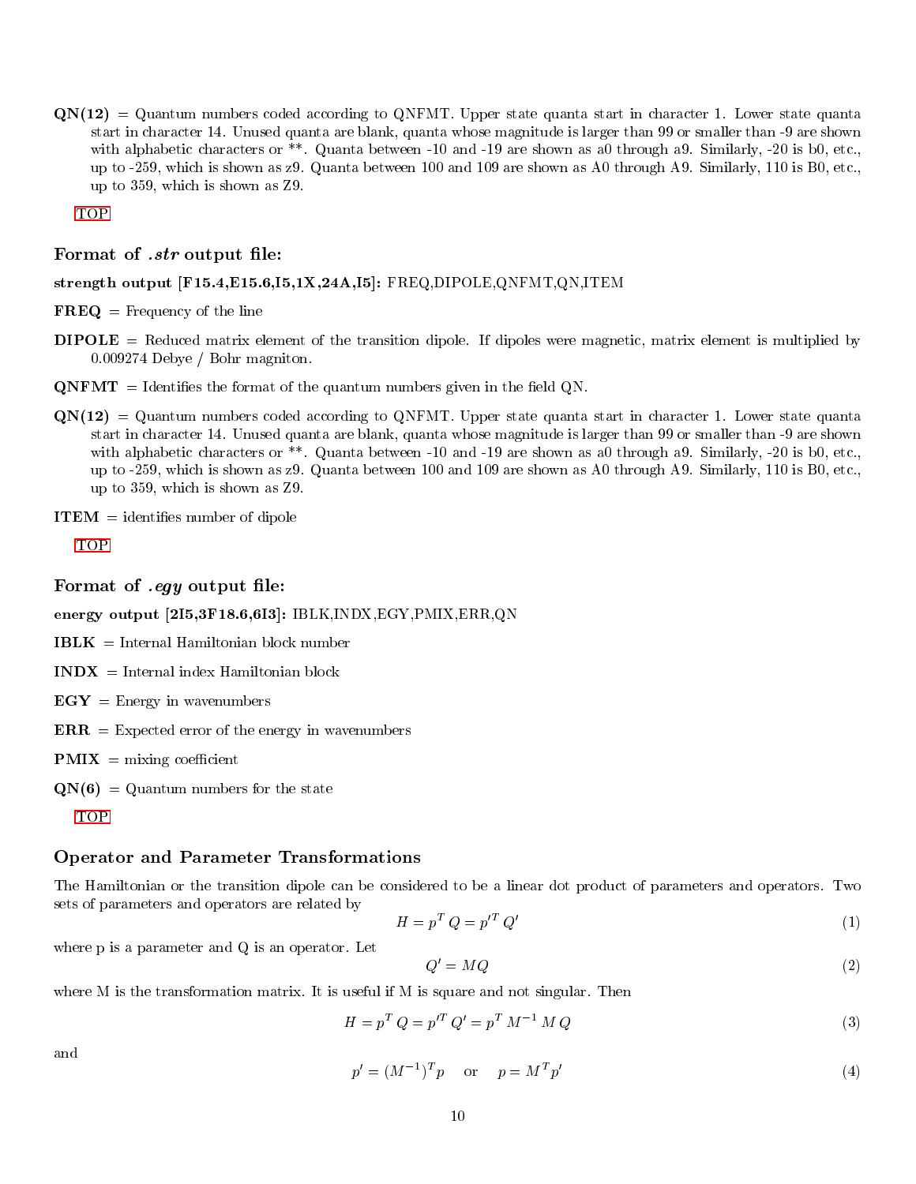**QN(12)** = Quantum numbers coded according to QNFMT. Upper state quanta start in character 1. Lower state quanta start in character 14. Unused quanta are blank, quanta whose magnitude is larger than 99 or smaller than -9 are shown with alphabetic characters or **. Quanta between -10 and -19 are shown as a0 through a9. Similarly, -20 is b0, etc., up to -259, which is shown as z9. Quanta between 100 and 109 are shown as A0 through A9. Similarly, 110 is B0, etc., up to 359, which is shown as Z9.

TOP

### Format of *.str* output file:

**strength output [F15.4,E15.6,I5,1X,24A,I5]:** FREQ,DIPOLE,QNFMT,QN,ITEM

**FREQ** = Frequency of the line

**DIPOLE** = Reduced matrix element of the transition dipole. If dipoles were magnetic, matrix element is multiplied by 0.009274 Debye / Bohr magniton.

**QNFMT** = Identifies the format of the quantum numbers given in the field QN.

**QN(12)** = Quantum numbers coded according to QNFMT. Upper state quanta start in character 1. Lower state quanta start in character 14. Unused quanta are blank, quanta whose magnitude is larger than 99 or smaller than -9 are shown with alphabetic characters or **. Quanta between -10 and -19 are shown as a0 through a9. Similarly, -20 is b0, etc., up to -259, which is shown as z9. Quanta between 100 and 109 are shown as A0 through A9. Similarly, 110 is B0, etc., up to 359, which is shown as Z9.

**ITEM** = identifies number of dipole

TOP

### Format of *.egy* output file:

**energy output [2I5,3F18.6,6I3]:** IBLK,INDX,EGY,PMIX,ERR,QN

**IBLK** = Internal Hamiltonian block number

**INDX** = Internal index Hamiltonian block

**EGY** = Energy in wavenumbers

**ERR** = Expected error of the energy in wavenumbers

**PMIX** = mixing coefficient

**QN(6)** = Quantum numbers for the state

TOP

### Operator and Parameter Transformations

The Hamiltonian or the transition dipole can be considered to be a linear dot product of parameters and operators. Two sets of parameters and operators are related by

$$H = p^T Q = p'^T Q' \tag{1}$$

where p is a parameter and Q is an operator. Let

$$Q' = MQ \tag{2}$$

where M is the transformation matrix. It is useful if M is square and not singular. Then

$$H = p^T Q = p'^T Q' = p^T M^{-1} M Q \tag{3}$$

and

$$p' = (M^{-1})^T p \quad \text{or} \quad p = M^T p' \tag{4}$$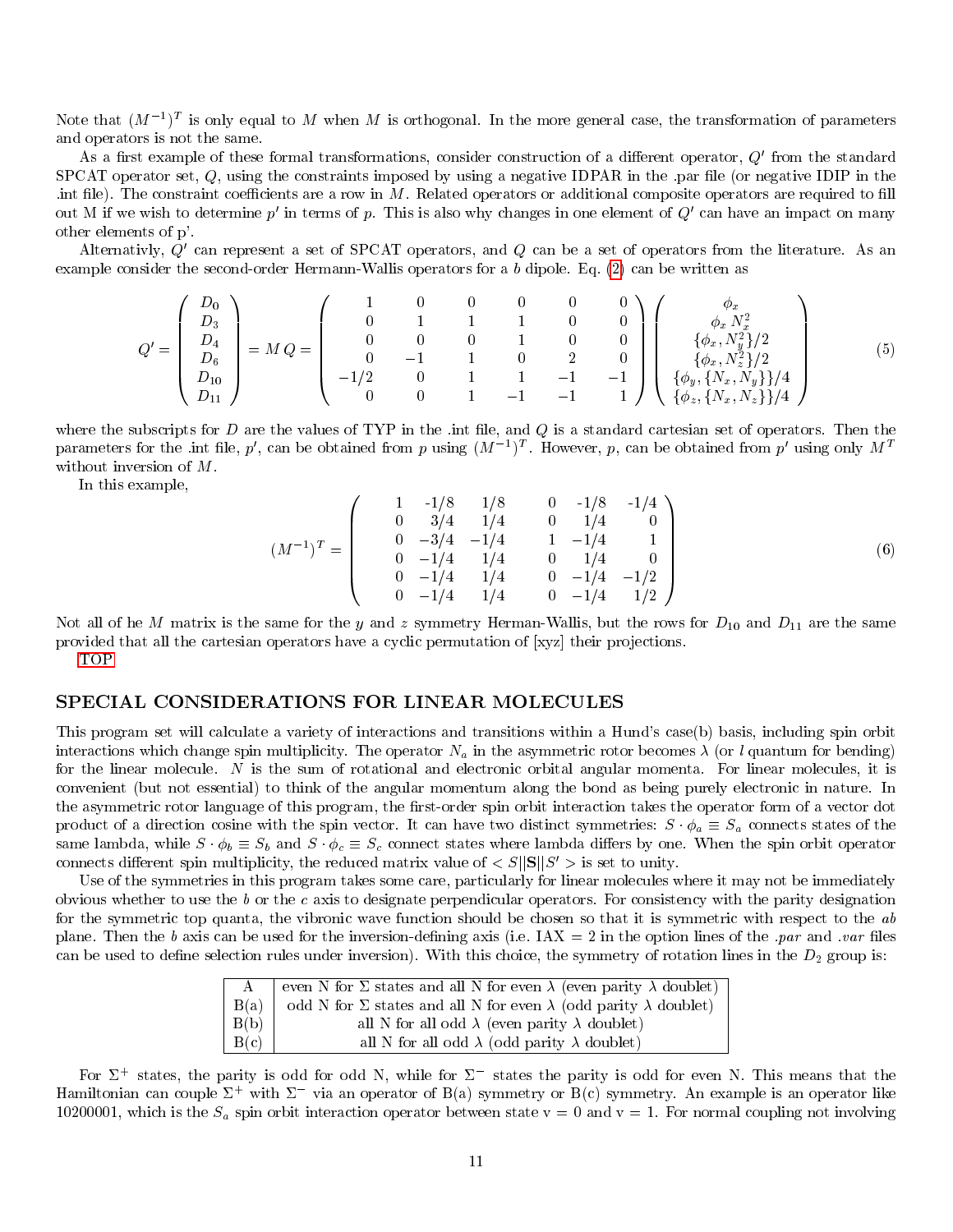Note that $(M^{-1})^T$ is only equal to $M$ when $M$ is orthogonal. In the more general case, the transformation of parameters and operators is not the same.

As a first example of these formal transformations, consider construction of a different operator, $Q'$ from the standard SPCAT operator set, $Q$, using the constraints imposed by using a negative IDPAR in the .par file (or negative IDIP in the .int file). The constraint coefficients are a row in $M$. Related operators or additional composite operators are required to fill out M if we wish to determine $p'$ in terms of $p$. This is also why changes in one element of $Q'$ can have an impact on many other elements of p'.

Alternativly, $Q'$ can represent a set of SPCAT operators, and $Q$ can be a set of operators from the literature. As an example consider the second-order Hermann-Wallis operators for a $b$ dipole. Eq. (2) can be written as

$$Q' = \begin{pmatrix} D_0 \\ D_3 \\ D_4 \\ D_6 \\ D_{10} \\ D_{11} \end{pmatrix} = M\,Q = \begin{pmatrix} 1 & 0 & 0 & 0 & 0 & 0 \\ 0 & 1 & 1 & 1 & 0 & 0 \\ 0 & 0 & 0 & 1 & 0 & 0 \\ 0 & -1 & 1 & 0 & 2 & 0 \\ -1/2 & 0 & 1 & 1 & -1 & -1 \\ 0 & 0 & 1 & -1 & -1 & 1 \end{pmatrix} \begin{pmatrix} \phi_x \\ \phi_x\, N_x^2 \\ \{\phi_x, N_y^2\}/2 \\ \{\phi_x, N_z^2\}/2 \\ \{\phi_y, \{N_x, N_y\}\}/4 \\ \{\phi_z, \{N_x, N_z\}\}/4 \end{pmatrix} \tag{5}$$

where the subscripts for $D$ are the values of TYP in the .int file, and $Q$ is a standard cartesian set of operators. Then the parameters for the .int file, $p'$, can be obtained from $p$ using $(M^{-1})^T$. However, $p$, can be obtained from $p'$ using only $M^T$ without inversion of $M$.

In this example,

$$(M^{-1})^T = \begin{pmatrix} 1 & -1/8 & 1/8 & 0 & -1/8 & -1/4 \\ 0 & 3/4 & 1/4 & 0 & 1/4 & 0 \\ 0 & -3/4 & -1/4 & 1 & -1/4 & 1 \\ 0 & -1/4 & 1/4 & 0 & 1/4 & 0 \\ 0 & -1/4 & 1/4 & 0 & -1/4 & -1/2 \\ 0 & -1/4 & 1/4 & 0 & -1/4 & 1/2 \end{pmatrix} \tag{6}$$

Not all of he $M$ matrix is the same for the $y$ and $z$ symmetry Herman-Wallis, but the rows for $D_{10}$ and $D_{11}$ are the same provided that all the cartesian operators have a cyclic permutation of [xyz] their projections.

TOP

## SPECIAL CONSIDERATIONS FOR LINEAR MOLECULES

This program set will calculate a variety of interactions and transitions within a Hund's case(b) basis, including spin orbit interactions which change spin multiplicity. The operator $N_a$ in the asymmetric rotor becomes $\lambda$ (or $l$ quantum for bending) for the linear molecule. $N$ is the sum of rotational and electronic orbital angular momenta. For linear molecules, it is convenient (but not essential) to think of the angular momentum along the bond as being purely electronic in nature. In the asymmetric rotor language of this program, the first-order spin orbit interaction takes the operator form of a vector dot product of a direction cosine with the spin vector. It can have two distinct symmetries: $S \cdot \phi_a \equiv S_a$ connects states of the same lambda, while $S \cdot \phi_b \equiv S_b$ and $S \cdot \phi_c \equiv S_c$ connect states where lambda differs by one. When the spin orbit operator connects different spin multiplicity, the reduced matrix value of $< S||\mathbf{S}||S' >$ is set to unity.

Use of the symmetries in this program takes some care, particularly for linear molecules where it may not be immediately obvious whether to use the $b$ or the $c$ axis to designate perpendicular operators. For consistency with the parity designation for the symmetric top quanta, the vibronic wave function should be chosen so that it is symmetric with respect to the $ab$ plane. Then the $b$ axis can be used for the inversion-defining axis (i.e. IAX = 2 in the option lines of the *.par* and *.var* files can be used to define selection rules under inversion). With this choice, the symmetry of rotation lines in the $D_2$ group is:

| | |
|---|---|
| A | even N for $\Sigma$ states and all N for even $\lambda$ (even parity $\lambda$ doublet) |
| B(a) | odd N for $\Sigma$ states and all N for even $\lambda$ (odd parity $\lambda$ doublet) |
| B(b) | all N for all odd $\lambda$ (even parity $\lambda$ doublet) |
| B(c) | all N for all odd $\lambda$ (odd parity $\lambda$ doublet) |

For $\Sigma^+$ states, the parity is odd for odd N, while for $\Sigma^-$ states the parity is odd for even N. This means that the Hamiltonian can couple $\Sigma^+$ with $\Sigma^-$ via an operator of B(a) symmetry or B(c) symmetry. An example is an operator like 10200001, which is the $S_a$ spin orbit interaction operator between state v = 0 and v = 1. For normal coupling not involving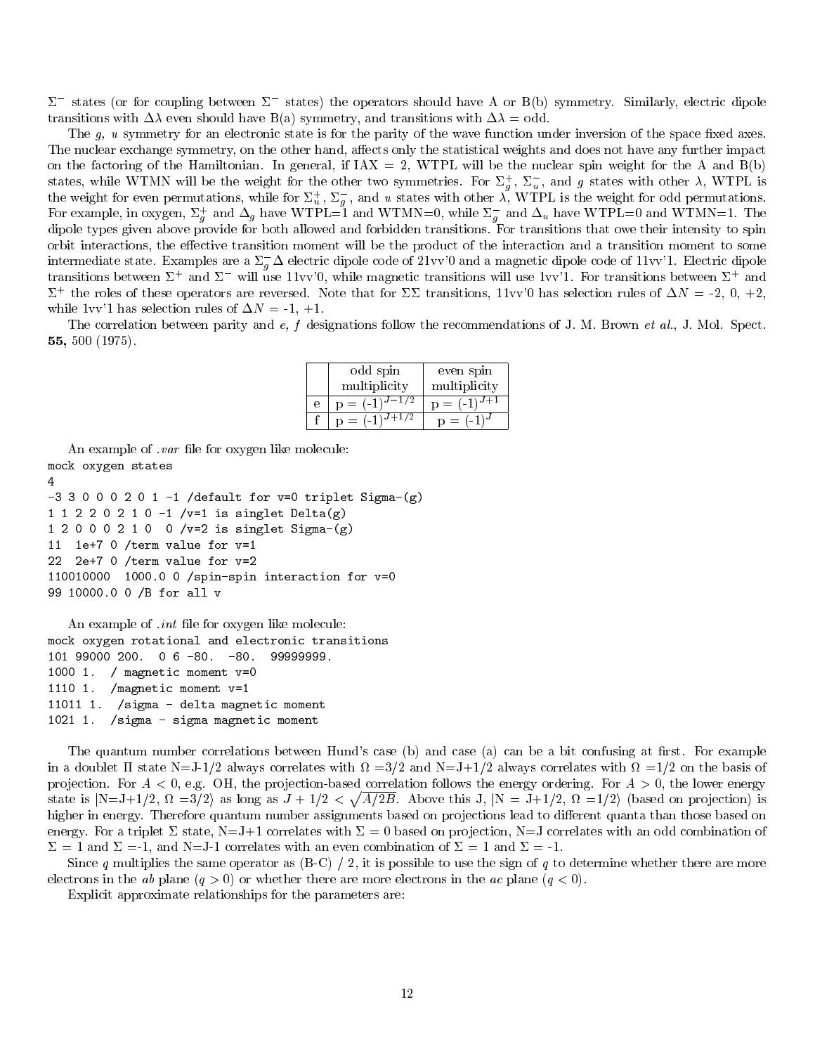$\Sigma^-$ states (or for coupling between $\Sigma^-$ states) the operators should have A or B(b) symmetry. Similarly, electric dipole transitions with $\Delta\lambda$ even should have B(a) symmetry, and transitions with $\Delta\lambda$ = odd.

The *g, u* symmetry for an electronic state is for the parity of the wave function under inversion of the space fixed axes. The nuclear exchange symmetry, on the other hand, affects only the statistical weights and does not have any further impact on the factoring of the Hamiltonian. In general, if IAX = 2, WTPL will be the nuclear spin weight for the A and B(b) states, while WTMN will be the weight for the other two symmetries. For $\Sigma_g^+$, $\Sigma_u^-$, and $g$ states with other $\lambda$, WTPL is the weight for even permutations, while for $\Sigma_u^+$, $\Sigma_g^-$, and $u$ states with other $\lambda$, WTPL is the weight for odd permutations. For example, in oxygen, $\Sigma_g^+$ and $\Delta_g$ have WTPL=1 and WTMN=0, while $\Sigma_g^-$ and $\Delta_u$ have WTPL=0 and WTMN=1. The dipole types given above provide for both allowed and forbidden transitions. For transitions that owe their intensity to spin orbit interactions, the effective transition moment will be the product of the interaction and a transition moment to some intermediate state. Examples are a $\Sigma_g^-\Delta$ electric dipole code of 21vv'0 and a magnetic dipole code of 11vv'1. Electric dipole transitions between $\Sigma^+$ and $\Sigma^-$ will use 11vv'0, while magnetic transitions will use 1vv'1. For transitions between $\Sigma^+$ and $\Sigma^+$ the roles of these operators are reversed. Note that for $\Sigma\Sigma$ transitions, 11vv'0 has selection rules of $\Delta N$ = -2, 0, +2, while 1vv'1 has selection rules of $\Delta N$ = -1, +1.

The correlation between parity and *e, f* designations follow the recommendations of J. M. Brown *et al.*, J. Mol. Spect. **55,** 500 (1975).

| | odd spin multiplicity | even spin multiplicity |
|---|---|---|
| e | p = $(-1)^{J-1/2}$ | p = $(-1)^{J+1}$ |
| f | p = $(-1)^{J+1/2}$ | p = $(-1)^{J}$ |

An example of *.var* file for oxygen like molecule:

```
mock oxygen states
4
-3 3 0 0 0 2 0 1 -1 /default for v=0 triplet Sigma-(g)
1 1 2 2 0 2 1 0 -1 /v=1 is singlet Delta(g)
1 2 0 0 0 2 1 0  0 /v=2 is singlet Sigma-(g)
11  1e+7 0 /term value for v=1
22  2e+7 0 /term value for v=2
110010000  1000.0 0 /spin-spin interaction for v=0
99 10000.0 0 /B for all v
```

An example of *.int* file for oxygen like molecule:

```
mock oxygen rotational and electronic transitions
101 99000 200.  0 6 -80.  -80.  99999999.
1000 1.  / magnetic moment v=0
1110 1.  /magnetic moment v=1
11011 1.  /sigma - delta magnetic moment
1021 1.  /sigma - sigma magnetic moment
```

The quantum number correlations between Hund's case (b) and case (a) can be a bit confusing at first. For example in a doublet $\Pi$ state N=J-1/2 always correlates with $\Omega$ =3/2 and N=J+1/2 always correlates with $\Omega$ =1/2 on the basis of projection. For $A < 0$, e.g. OH, the projection-based correlation follows the energy ordering. For $A > 0$, the lower energy state is $|$N=J+1/2, $\Omega$ =3/2$\rangle$ as long as $J + 1/2 < \sqrt{A/2B}$. Above this J, $|$N = J+1/2, $\Omega$ =1/2$\rangle$ (based on projection) is higher in energy. Therefore quantum number assignments based on projections lead to different quanta than those based on energy. For a triplet $\Sigma$ state, N=J+1 correlates with $\Sigma$ = 0 based on projection, N=J correlates with an odd combination of $\Sigma$ = 1 and $\Sigma$ =-1, and N=J-1 correlates with an even combination of $\Sigma$ = 1 and $\Sigma$ = -1.

Since $q$ multiplies the same operator as (B-C) / 2, it is possible to use the sign of $q$ to determine whether there are more electrons in the $ab$ plane ($q > 0$) or whether there are more electrons in the $ac$ plane ($q < 0$).

Explicit approximate relationships for the parameters are: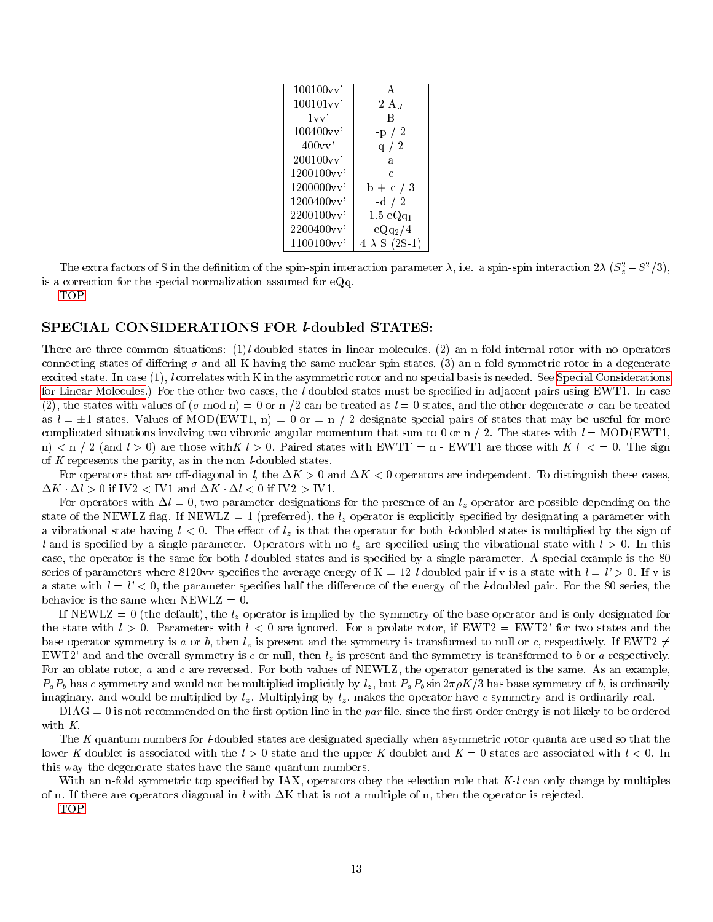| 100100vv' | A |
|---|---|
| 100101vv' | 2 $A_J$ |
| 1vv' | B |
| 100400vv' | -p / 2 |
| 400vv' | q / 2 |
| 200100vv' | a |
| 1200100vv' | c |
| 1200000vv' | b + c / 3 |
| 1200400vv' | -d / 2 |
| 2200100vv' | 1.5 $eQq_1$ |
| 2200400vv' | $-eQq_2/4$ |
| 1100100vv' | 4 $\lambda$ S (2S-1) |

The extra factors of S in the definition of the spin-spin interaction parameter $\lambda$, i.e. a spin-spin interaction $2\lambda\ (S_z^2 - S^2/3)$, is a correction for the special normalization assumed for eQq.

TOP

## SPECIAL CONSIDERATIONS FOR *l*-doubled STATES:

There are three common situations: (1) *l*-doubled states in linear molecules, (2) an n-fold internal rotor with no operators connecting states of differing $\sigma$ and all K having the same nuclear spin states, (3) an n-fold symmetric rotor in a degenerate excited state. In case (1), *l* correlates with K in the asymmetric rotor and no special basis is needed. See Special Considerations for Linear Molecules.) For the other two cases, the *l*-doubled states must be specified in adjacent pairs using EWT1. In case (2), the states with values of ($\sigma$ mod n) = 0 or n /2 can be treated as $l = 0$ states, and the other degenerate $\sigma$ can be treated as $l = \pm 1$ states. Values of MOD(EWT1, n) = 0 or = n / 2 designate special pairs of states that may be useful for more complicated situations involving two vibronic angular momentum that sum to 0 or n / 2. The states with $l$ = MOD(EWT1, n) < n / 2 (and $l > 0$) are those with $K\ l > 0$. Paired states with EWT1' = n - EWT1 are those with $K\ l\ <= 0$. The sign of $K$ represents the parity, as in the non *l*-doubled states.

For operators that are off-diagonal in *l*, the $\Delta K > 0$ and $\Delta K < 0$ operators are independent. To distinguish these cases, $\Delta K \cdot \Delta l > 0$ if IV2 < IV1 and $\Delta K \cdot \Delta l < 0$ if IV2 > IV1.

For operators with $\Delta l = 0$, two parameter designations for the presence of an $l_z$ operator are possible depending on the state of the NEWLZ flag. If NEWLZ = 1 (preferred), the $l_z$ operator is explicitly specified by designating a parameter with a vibrational state having $l < 0$. The effect of $l_z$ is that the operator for both *l*-doubled states is multiplied by the sign of *l* and is specified by a single parameter. Operators with no $l_z$ are specified using the vibrational state with $l > 0$. In this case, the operator is the same for both *l*-doubled states and is specified by a single parameter. A special example is the 80 series of parameters where 8120vv specifies the average energy of K = 12 *l*-doubled pair if v is a state with $l = l' > 0$. If v is a state with $l = l' < 0$, the parameter specifies half the difference of the energy of the *l*-doubled pair. For the 80 series, the behavior is the same when NEWLZ = 0.

If NEWLZ = 0 (the default), the $l_z$ operator is implied by the symmetry of the base operator and is only designated for the state with $l > 0$. Parameters with $l < 0$ are ignored. For a prolate rotor, if EWT2 = EWT2' for two states and the base operator symmetry is *a* or *b*, then $l_z$ is present and the symmetry is transformed to null or *c*, respectively. If EWT2 $\neq$ EWT2' and and the overall symmetry is *c* or null, then $l_z$ is present and the symmetry is transformed to *b* or *a* respectively. For an oblate rotor, *a* and *c* are reversed. For both values of NEWLZ, the operator generated is the same. As an example, $P_a P_b$ has *c* symmetry and would not be multiplied implicitly by $l_z$, but $P_a P_b \sin 2\pi\rho K/3$ has base symmetry of *b*, is ordinarily imaginary, and would be multiplied by $l_z$. Multiplying by $l_z$, makes the operator have *c* symmetry and is ordinarily real.

DIAG = 0 is not recommended on the first option line in the *par* file, since the first-order energy is not likely to be ordered with *K*.

The *K* quantum numbers for *l*-doubled states are designated specially when asymmetric rotor quanta are used so that the lower *K* doublet is associated with the $l > 0$ state and the upper *K* doublet and K = 0 states are associated with $l < 0$. In this way the degenerate states have the same quantum numbers.

With an n-fold symmetric top specified by IAX, operators obey the selection rule that *K*-*l* can only change by multiples of n. If there are operators diagonal in *l* with $\Delta$K that is not a multiple of n, then the operator is rejected.

TOP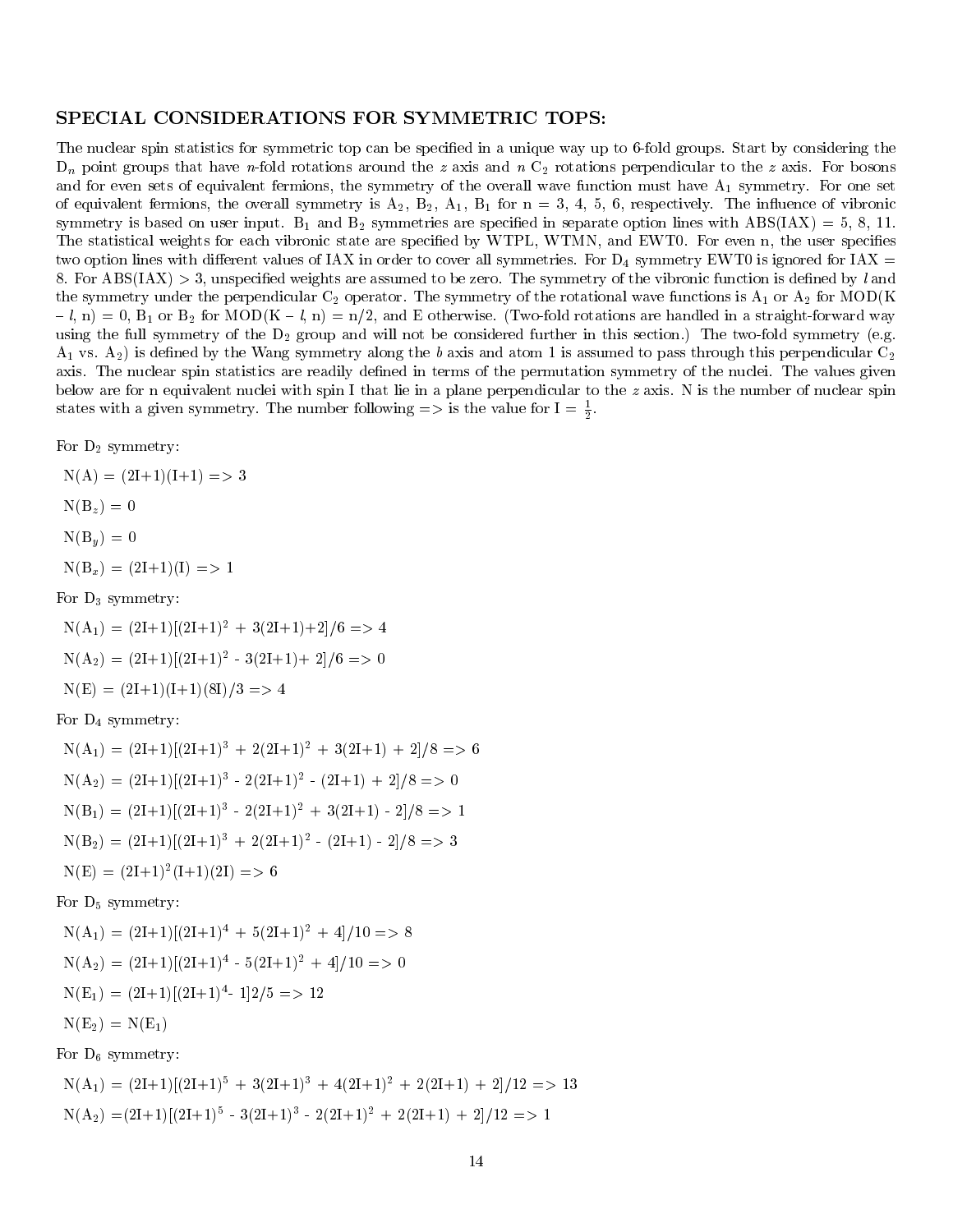## SPECIAL CONSIDERATIONS FOR SYMMETRIC TOPS:

The nuclear spin statistics for symmetric top can be specified in a unique way up to 6-fold groups. Start by considering the $D_n$ point groups that have *n*-fold rotations around the *z* axis and *n* $C_2$ rotations perpendicular to the *z* axis. For bosons and for even sets of equivalent fermions, the symmetry of the overall wave function must have $A_1$ symmetry. For one set of equivalent fermions, the overall symmetry is $A_2$, $B_2$, $A_1$, $B_1$ for n = 3, 4, 5, 6, respectively. The influence of vibronic symmetry is based on user input. $B_1$ and $B_2$ symmetries are specified in separate option lines with ABS(IAX) = 5, 8, 11. The statistical weights for each vibronic state are specified by WTPL, WTMN, and EWT0. For even n, the user specifies two option lines with different values of IAX in order to cover all symmetries. For $D_4$ symmetry EWT0 is ignored for IAX = 8. For ABS(IAX) > 3, unspecified weights are assumed to be zero. The symmetry of the vibronic function is defined by *l* and the symmetry under the perpendicular $C_2$ operator. The symmetry of the rotational wave functions is $A_1$ or $A_2$ for MOD(K – *l*, n) = 0, $B_1$ or $B_2$ for MOD(K – *l*, n) = n/2, and E otherwise. (Two-fold rotations are handled in a straight-forward way using the full symmetry of the $D_2$ group and will not be considered further in this section.) The two-fold symmetry (e.g. $A_1$ vs. $A_2$) is defined by the Wang symmetry along the *b* axis and atom 1 is assumed to pass through this perpendicular $C_2$ axis. The nuclear spin statistics are readily defined in terms of the permutation symmetry of the nuclei. The values given below are for n equivalent nuclei with spin I that lie in a plane perpendicular to the *z* axis. N is the number of nuclear spin states with a given symmetry. The number following => is the value for I = $\frac{1}{2}$.

For $D_2$ symmetry:

N(A) = (2I+1)(I+1) => 3

N($B_z$) = 0

N($B_y$) = 0

N($B_x$) = (2I+1)(I) => 1

For $D_3$ symmetry:

N($A_1$) = $(2I+1)[(2I+1)^2 + 3(2I+1)+2]/6$ => 4

N($A_2$) = $(2I+1)[(2I+1)^2 - 3(2I+1)+ 2]/6$ => 0

N(E) = (2I+1)(I+1)(8I)/3 => 4

For $D_4$ symmetry:

N($A_1$) = $(2I+1)[(2I+1)^3 + 2(2I+1)^2 + 3(2I+1) + 2]/8$ => 6

N($A_2$) = $(2I+1)[(2I+1)^3 - 2(2I+1)^2 - (2I+1) + 2]/8$ => 0

N($B_1$) = $(2I+1)[(2I+1)^3 - 2(2I+1)^2 + 3(2I+1) - 2]/8$ => 1

N($B_2$) = $(2I+1)[(2I+1)^3 + 2(2I+1)^2 - (2I+1) - 2]/8$ => 3

N(E) = $(2I+1)^2(I+1)(2I)$ => 6

For $D_5$ symmetry:

N($A_1$) = $(2I+1)[(2I+1)^4 + 5(2I+1)^2 + 4]/10$ => 8

N($A_2$) = $(2I+1)[(2I+1)^4 - 5(2I+1)^2 + 4]/10$ => 0

N($E_1$) = $(2I+1)[(2I+1)^4 - 1]2/5$ => 12

N($E_2$) = N($E_1$)

For $D_6$ symmetry:

N($A_1$) = $(2I+1)[(2I+1)^5 + 3(2I+1)^3 + 4(2I+1)^2 + 2(2I+1) + 2]/12$ => 13

N($A_2$) = $(2I+1)[(2I+1)^5 - 3(2I+1)^3 - 2(2I+1)^2 + 2(2I+1) + 2]/12$ => 1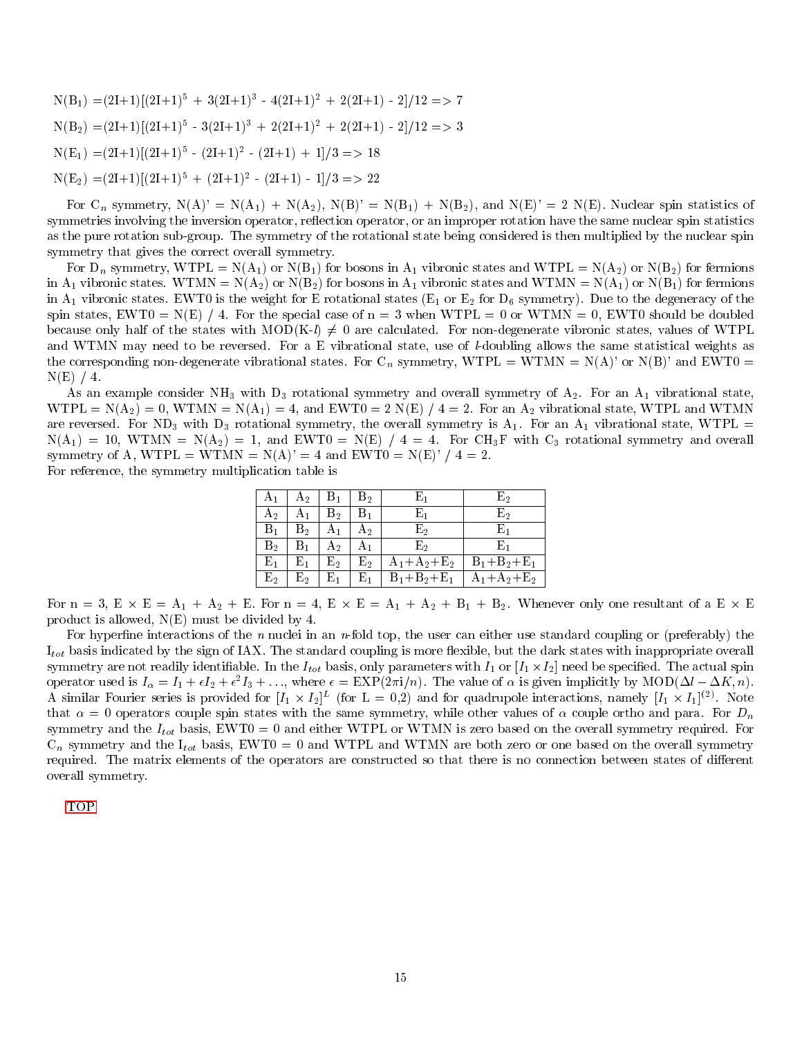$N(B_1) = (2I+1)[(2I+1)^5 + 3(2I+1)^3 - 4(2I+1)^2 + 2(2I+1) - 2]/12 \Rightarrow 7$

$N(B_2) = (2I+1)[(2I+1)^5 - 3(2I+1)^3 + 2(2I+1)^2 + 2(2I+1) - 2]/12 \Rightarrow 3$

$N(E_1) = (2I+1)[(2I+1)^5 - (2I+1)^2 - (2I+1) + 1]/3 \Rightarrow 18$

$N(E_2) = (2I+1)[(2I+1)^5 + (2I+1)^2 - (2I+1) - 1]/3 \Rightarrow 22$

For $C_n$ symmetry, N(A)' = $N(A_1) + N(A_2)$, N(B)' = $N(B_1) + N(B_2)$, and N(E)' = 2 N(E). Nuclear spin statistics of symmetries involving the inversion operator, reflection operator, or an improper rotation have the same nuclear spin statistics as the pure rotation sub-group. The symmetry of the rotational state being considered is then multiplied by the nuclear spin symmetry that gives the correct overall symmetry.

For $D_n$ symmetry, WTPL = $N(A_1)$ or $N(B_1)$ for bosons in $A_1$ vibronic states and WTPL = $N(A_2)$ or $N(B_2)$ for fermions in $A_1$ vibronic states. WTMN = $N(A_2)$ or $N(B_2)$ for bosons in $A_1$ vibronic states and WTMN = $N(A_1)$ or $N(B_1)$ for fermions in $A_1$ vibronic states. EWT0 is the weight for E rotational states ($E_1$ or $E_2$ for $D_6$ symmetry). Due to the degeneracy of the spin states, EWT0 = N(E) / 4. For the special case of n = 3 when WTPL = 0 or WTMN = 0, EWT0 should be doubled because only half of the states with MOD(K-$l$) $\neq$ 0 are calculated. For non-degenerate vibronic states, values of WTPL and WTMN may need to be reversed. For a E vibrational state, use of $l$-doubling allows the same statistical weights as the corresponding non-degenerate vibrational states. For $C_n$ symmetry, WTPL = WTMN = N(A)' or N(B)' and EWT0 = N(E) / 4.

As an example consider $NH_3$ with $D_3$ rotational symmetry and overall symmetry of $A_2$. For an $A_1$ vibrational state, WTPL = $N(A_2)$ = 0, WTMN = $N(A_1)$ = 4, and EWT0 = 2 N(E) / 4 = 2. For an $A_2$ vibrational state, WTPL and WTMN are reversed. For $ND_3$ with $D_3$ rotational symmetry, the overall symmetry is $A_1$. For an $A_1$ vibrational state, WTPL = $N(A_1)$ = 10, WTMN = $N(A_2)$ = 1, and EWT0 = N(E) / 4 = 4. For $CH_3F$ with $C_3$ rotational symmetry and overall symmetry of A, WTPL = WTMN = N(A)' = 4 and EWT0 = N(E)' / 4 = 2.

For reference, the symmetry multiplication table is

| $A_1$ | $A_2$ | $B_1$ | $B_2$ | $E_1$ | $E_2$ |
|---|---|---|---|---|---|
| $A_2$ | $A_1$ | $B_2$ | $B_1$ | $E_1$ | $E_2$ |
| $B_1$ | $B_2$ | $A_1$ | $A_2$ | $E_2$ | $E_1$ |
| $B_2$ | $B_1$ | $A_2$ | $A_1$ | $E_2$ | $E_1$ |
| $E_1$ | $E_1$ | $E_2$ | $E_2$ | $A_1+A_2+E_2$ | $B_1+B_2+E_1$ |
| $E_2$ | $E_2$ | $E_1$ | $E_1$ | $B_1+B_2+E_1$ | $A_1+A_2+E_2$ |

For n = 3, E × E = $A_1$ + $A_2$ + E. For n = 4, E × E = $A_1$ + $A_2$ + $B_1$ + $B_2$. Whenever only one resultant of a E × E product is allowed, N(E) must be divided by 4.

For hyperfine interactions of the $n$ nuclei in an $n$-fold top, the user can either use standard coupling or (preferably) the $I_{tot}$ basis indicated by the sign of IAX. The standard coupling is more flexible, but the dark states with inappropriate overall symmetry are not readily identifiable. In the $I_{tot}$ basis, only parameters with $I_1$ or $[I_1 \times I_2]$ need be specified. The actual spin operator used is $I_\alpha = I_1 + \epsilon I_2 + \epsilon^2 I_3 + \ldots$, where $\epsilon = \mathrm{EXP}(2\pi i/n)$. The value of $\alpha$ is given implicitly by $\mathrm{MOD}(\Delta l - \Delta K, n)$. A similar Fourier series is provided for $[I_1 \times I_2]^L$ (for L = 0,2) and for quadrupole interactions, namely $[I_1 \times I_1]^{(2)}$. Note that $\alpha = 0$ operators couple spin states with the same symmetry, while other values of $\alpha$ couple ortho and para. For $D_n$ symmetry and the $I_{tot}$ basis, EWT0 = 0 and either WTPL or WTMN is zero based on the overall symmetry required. For $C_n$ symmetry and the $I_{tot}$ basis, EWT0 = 0 and WTPL and WTMN are both zero or one based on the overall symmetry required. The matrix elements of the operators are constructed so that there is no connection between states of different overall symmetry.

TOP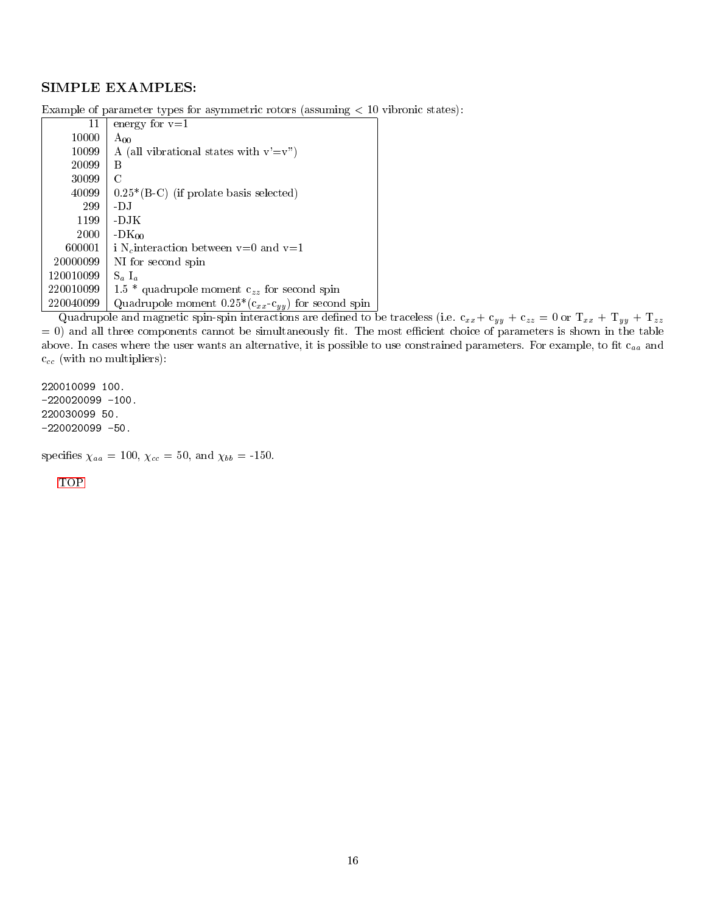## SIMPLE EXAMPLES:

Example of parameter types for asymmetric rotors (assuming < 10 vibronic states):

| | |
|---|---|
| 11 | energy for v=1 |
| 10000 | $A_{00}$ |
| 10099 | A (all vibrational states with v'=v") |
| 20099 | B |
| 30099 | C |
| 40099 | 0.25*(B-C) (if prolate basis selected) |
| 299 | -DJ |
| 1199 | -DJK |
| 2000 | $-DK_{00}$ |
| 600001 | i $N_c$ interaction between v=0 and v=1 |
| 20000099 | NI for second spin |
| 120010099 | $S_a$ $I_a$ |
| 220010099 | 1.5 * quadrupole moment $c_{zz}$ for second spin |
| 220040099 | Quadrupole moment 0.25*($c_{xx}$-$c_{yy}$) for second spin |

Quadrupole and magnetic spin-spin interactions are defined to be traceless (i.e. $c_{xx}$+ $c_{yy}$ + $c_{zz}$ = 0 or $T_{xx}$ + $T_{yy}$ + $T_{zz}$ = 0) and all three components cannot be simultaneously fit. The most efficient choice of parameters is shown in the table above. In cases where the user wants an alternative, it is possible to use constrained parameters. For example, to fit $c_{aa}$ and $c_{cc}$ (with no multipliers):

```
220010099 100.
-220020099 -100.
220030099 50.
-220020099 -50.
```

specifies $\chi_{aa}$ = 100, $\chi_{cc}$ = 50, and $\chi_{bb}$ = -150.

TOP